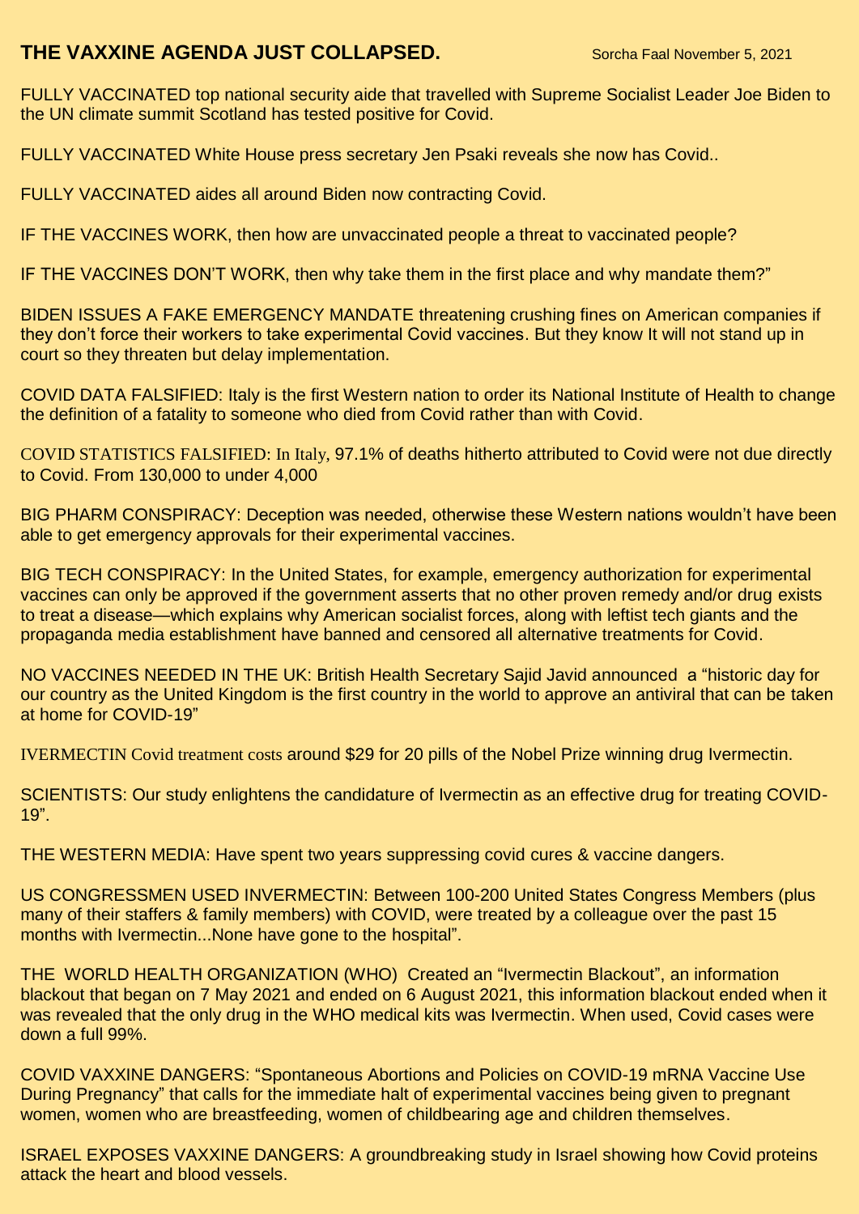# THE VAXXINE AGENDA JUST COLLAPSED.

Sorcha Faal November 5, 2021

FULLY VACCINATED top national security aide that travelled with Supreme Socialist Leader Joe Biden to the UN climate summit Scotland has tested positive for Covid.

FULLY VACCINATED White House press secretary Jen Psaki reveals she now has Covid..

FULLY VACCINATED aides all around Biden now contracting Covid.

IF THE VACCINES WORK, then how are unvaccinated people a threat to vaccinated people?

IF THE VACCINES DON'T WORK, then why take them in the first place and why mandate them?"

BIDEN ISSUES A FAKE EMERGENCY MANDATE threatening crushing fines on American companies if they don't force their workers to take experimental Covid vaccines. But they know It will not stand up in court so they threaten but delay implementation.

COVID DATA FALSIFIED: Italy is the first Western nation to order its National Institute of Health to change the definition of a fatality to someone who died from Covid rather than with Covid.

COVID STATISTICS FALSIFIED: In Italy, 97.1% of deaths hitherto attributed to Covid were not due directly to Covid. From 130,000 to under 4,000

BIG PHARM CONSPIRACY: Deception was needed, otherwise these Western nations wouldn't have been able to get emergency approvals for their experimental vaccines.

BIG TECH CONSPIRACY: In the United States, for example, emergency authorization for experimental vaccines can only be approved if the government asserts that no other proven remedy and/or drug exists to treat a disease—which explains why American socialist forces, along with leftist tech giants and the propaganda media establishment have banned and censored all alternative treatments for Covid.

NO VACCINES NEEDED IN THE UK: British Health Secretary Sajid Javid announced a "historic day for our country as the United Kingdom is the first country in the world to approve an antiviral that can be taken at home for COVID-19"

IVERMECTIN Covid treatment costs around $29 for 20 pills of the Nobel Prize winning drug Ivermectin.

SCIENTISTS: Our study enlightens the candidature of Ivermectin as an effective drug for treating COVID-19".

THE WESTERN MEDIA: Have spent two years suppressing covid cures & vaccine dangers.

US CONGRESSMEN USED INVERMECTIN: Between 100-200 United States Congress Members (plus many of their staffers & family members) with COVID, were treated by a colleague over the past 15 months with Ivermectin...None have gone to the hospital".

THE WORLD HEALTH ORGANIZATION (WHO) Created an "Ivermectin Blackout", an information blackout that began on 7 May 2021 and ended on 6 August 2021, this information blackout ended when it was revealed that the only drug in the WHO medical kits was Ivermectin. When used, Covid cases were down a full 99%.

COVID VAXXINE DANGERS: "Spontaneous Abortions and Policies on COVID-19 mRNA Vaccine Use During Pregnancy" that calls for the immediate halt of experimental vaccines being given to pregnant women, women who are breastfeeding, women of childbearing age and children themselves.

ISRAEL EXPOSES VAXXINE DANGERS: A groundbreaking study in Israel showing how Covid proteins attack the heart and blood vessels.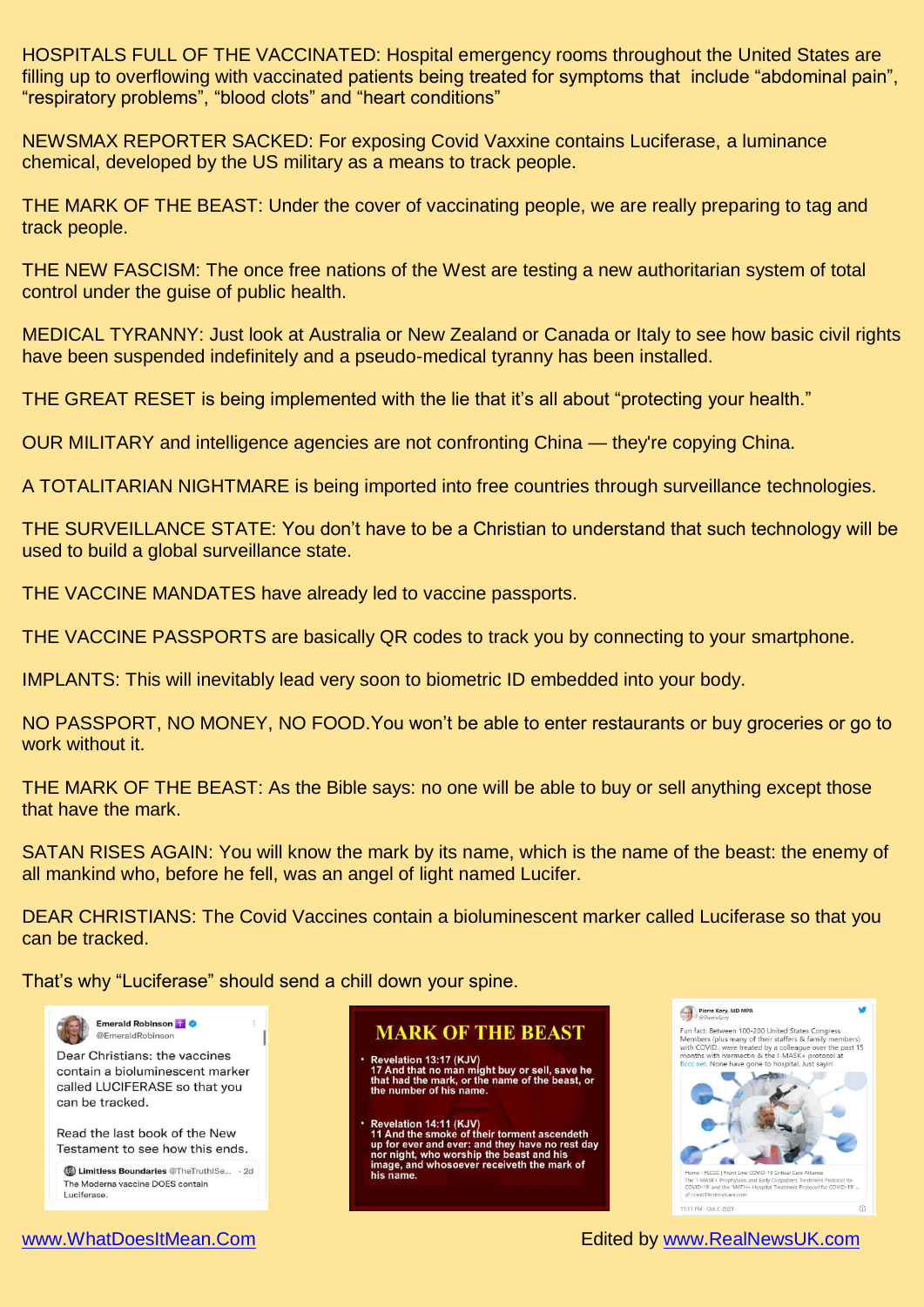HOSPITALS FULL OF THE VACCINATED: Hospital emergency rooms throughout the United States are filling up to overflowing with vaccinated patients being treated for symptoms that include "abdominal pain", "respiratory problems", "blood clots" and "heart conditions"

NEWSMAX REPORTER SACKED: For exposing Covid Vaxxine contains Luciferase, a luminance chemical, developed by the US military as a means to track people.

THE MARK OF THE BEAST: Under the cover of vaccinating people, we are really preparing to tag and track people.

THE NEW FASCISM: The once free nations of the West are testing a new authoritarian system of total control under the guise of public health.

MEDICAL TYRANNY: Just look at Australia or New Zealand or Canada or Italy to see how basic civil rights have been suspended indefinitely and a pseudo-medical tyranny has been installed.

THE GREAT RESET is being implemented with the lie that it's all about "protecting your health."

OUR MILITARY and intelligence agencies are not confronting China — they're copying China.

A TOTALITARIAN NIGHTMARE is being imported into free countries through surveillance technologies.

THE SURVEILLANCE STATE: You don't have to be a Christian to understand that such technology will be used to build a global surveillance state.

THE VACCINE MANDATES have already led to vaccine passports.

THE VACCINE PASSPORTS are basically QR codes to track you by connecting to your smartphone.

IMPLANTS: This will inevitably lead very soon to biometric ID embedded into your body.

NO PASSPORT, NO MONEY, NO FOOD.You won't be able to enter restaurants or buy groceries or go to work without it.

THE MARK OF THE BEAST: As the Bible says: no one will be able to buy or sell anything except those that have the mark.

SATAN RISES AGAIN: You will know the mark by its name, which is the name of the beast: the enemy of all mankind who, before he fell, was an angel of light named Lucifer.

DEAR CHRISTIANS: The Covid Vaccines contain a bioluminescent marker called Luciferase so that you can be tracked.

That's why "Luciferase" should send a chill down your spine.

Emerald Robinson @EmeraldRobinson

Dear Christians: the vaccines contain a bioluminescent marker called LUCIFERASE so that you can be tracked.

Read the last book of the New Testament to see how this ends.

Limitless Boundaries @TheTruthSe... · 2d
The Moderna vaccine DOES contain Luciferase.

**MARK OF THE BEAST**

- **Revelation 13:17 (KJV)**
  **17 And that no man might buy or sell, save he that had the mark, or the name of the beast, or the number of his name.**
- **Revelation 14:11 (KJV)**
  **11 And the smoke of their torment ascendeth up for ever and ever: and they have no rest day nor night, who worship the beast and his image, and whosoever receiveth the mark of his name.**

Pierre Kory, MD MPA @PierreKory

Fun fact: Between 100-200 United States Congress Members (plus many of their staffers & family members) with COVID.. were treated by a colleague over the past 15 months with ivermectin & the I-MASK+ protocol at flccc.net. None have gone to hospital. Just sayin'

Home - FLCCC | Front Line COVID-19 Critical Care Alliance
The I-MASK+ Prophylaxis and Early Outpatient Treatment Protocol for COVID-19 and the MATH+ Hospital Treatment Protocol for COVID-19 ...
covid19criticalcare.com

11:11 PM · Oct 7, 2021

www.WhatDoesItMean.Com

Edited by www.RealNewsUK.com